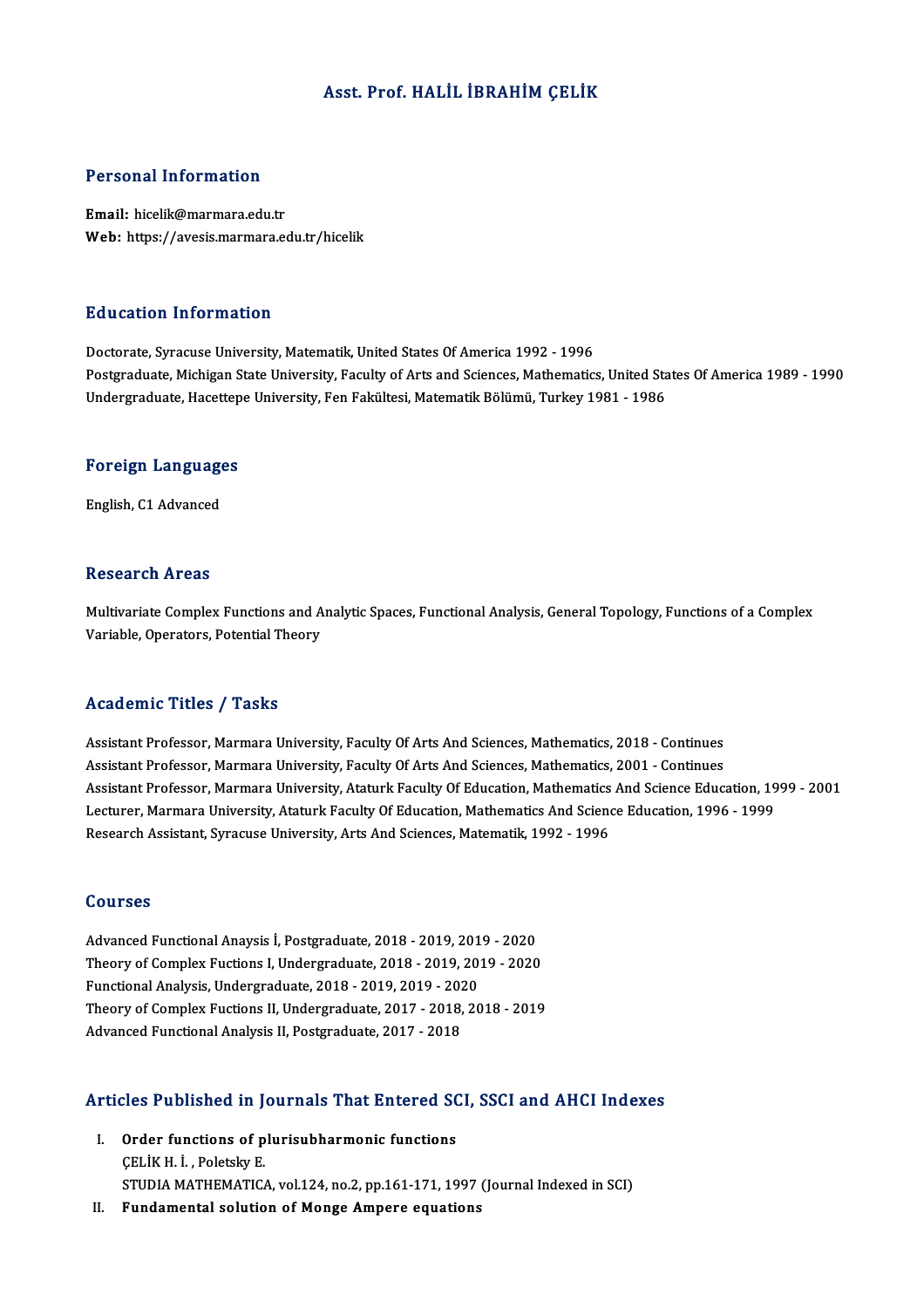# Asst. Prof. HALİL İBRAHİM ÇELİK

## Personal Information

**Email:** hicelik@marmara.edu.tr
**Web:** https://avesis.marmara.edu.tr/hicelik

## Education Information

Doctorate, Syracuse University, Matematik, United States Of America 1992 - 1996
Postgraduate, Michigan State University, Faculty of Arts and Sciences, Mathematics, United States Of America 1989 - 1990
Undergraduate, Hacettepe University, Fen Fakültesi, Matematik Bölümü, Turkey 1981 - 1986

## Foreign Languages

English, C1 Advanced

## Research Areas

Multivariate Complex Functions and Analytic Spaces, Functional Analysis, General Topology, Functions of a Complex Variable, Operators, Potential Theory

## Academic Titles / Tasks

Assistant Professor, Marmara University, Faculty Of Arts And Sciences, Mathematics, 2018 - Continues
Assistant Professor, Marmara University, Faculty Of Arts And Sciences, Mathematics, 2001 - Continues
Assistant Professor, Marmara University, Ataturk Faculty Of Education, Mathematics And Science Education, 1999 - 2001
Lecturer, Marmara University, Ataturk Faculty Of Education, Mathematics And Science Education, 1996 - 1999
Research Assistant, Syracuse University, Arts And Sciences, Matematik, 1992 - 1996

## Courses

Advanced Functional Anaysis İ, Postgraduate, 2018 - 2019, 2019 - 2020
Theory of Complex Fuctions I, Undergraduate, 2018 - 2019, 2019 - 2020
Functional Analysis, Undergraduate, 2018 - 2019, 2019 - 2020
Theory of Complex Fuctions II, Undergraduate, 2017 - 2018, 2018 - 2019
Advanced Functional Analysis II, Postgraduate, 2017 - 2018

## Articles Published in Journals That Entered SCI, SSCI and AHCI Indexes

I. **Order functions of plurisubharmonic functions**
   ÇELİK H. İ. , Poletsky E.
   STUDIA MATHEMATICA, vol.124, no.2, pp.161-171, 1997 (Journal Indexed in SCI)
II. **Fundamental solution of Monge Ampere equations**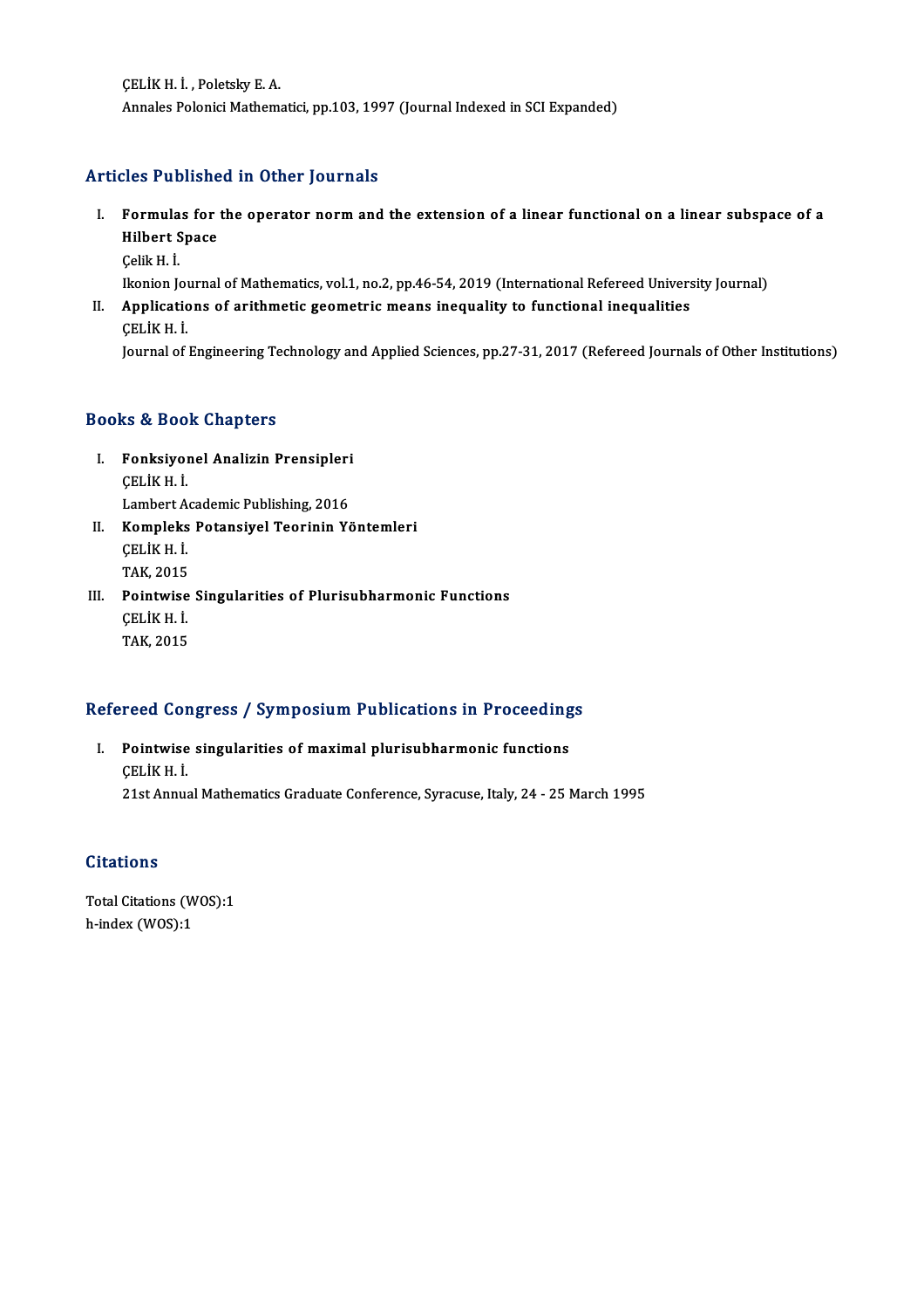ÇELİK H. İ. , Poletsky E. A.
Annales Polonici Mathematici, pp.103, 1997 (Journal Indexed in SCI Expanded)

## Articles Published in Other Journals

I. **Formulas for the operator norm and the extension of a linear functional on a linear subspace of a Hilbert Space**
   Çelik H. İ.
   Ikonion Journal of Mathematics, vol.1, no.2, pp.46-54, 2019 (International Refereed University Journal)
II. **Applications of arithmetic geometric means inequality to functional inequalities**
   ÇELİK H. İ.
   Journal of Engineering Technology and Applied Sciences, pp.27-31, 2017 (Refereed Journals of Other Institutions)

## Books & Book Chapters

I. **Fonksiyonel Analizin Prensipleri**
   ÇELİK H. İ.
   Lambert Academic Publishing, 2016
II. **Kompleks Potansiyel Teorinin Yöntemleri**
   ÇELİK H. İ.
   TAK, 2015
III. **Pointwise Singularities of Plurisubharmonic Functions**
   ÇELİK H. İ.
   TAK, 2015

## Refereed Congress / Symposium Publications in Proceedings

I. **Pointwise singularities of maximal plurisubharmonic functions**
   ÇELİK H. İ.
   21st Annual Mathematics Graduate Conference, Syracuse, Italy, 24 - 25 March 1995

## Citations

Total Citations (WOS):1
h-index (WOS):1